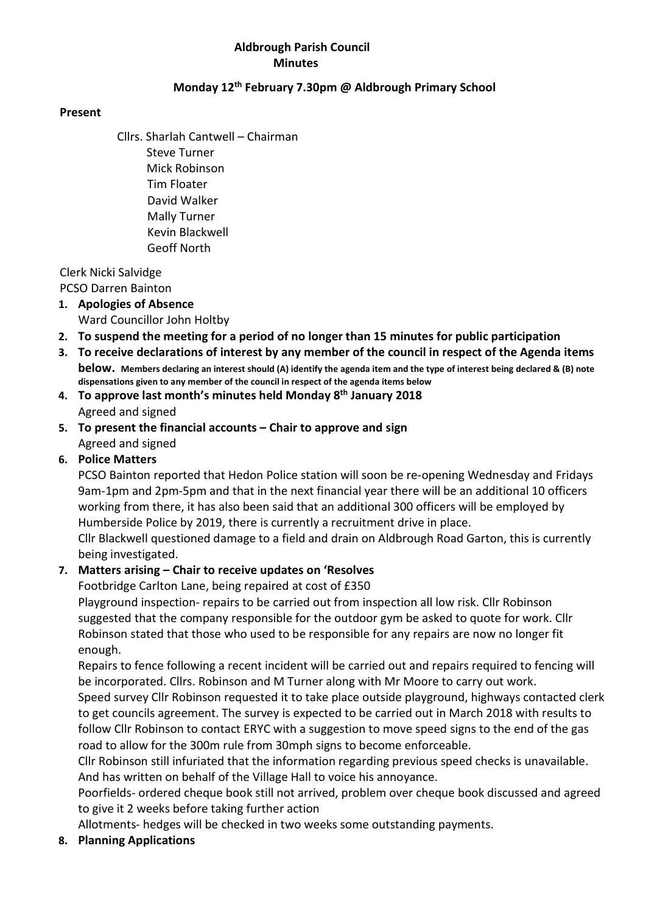**Aldbrough Parish Council**
**Minutes**

**Monday 12th February 7.30pm @ Aldbrough Primary School**

**Present**

Cllrs. Sharlah Cantwell – Chairman
Steve Turner
Mick Robinson
Tim Floater
David Walker
Mally Turner
Kevin Blackwell
Geoff North

Clerk Nicki Salvidge
PCSO Darren Bainton

1. **Apologies of Absence**
   Ward Councillor John Holtby
2. **To suspend the meeting for a period of no longer than 15 minutes for public participation**
3. **To receive declarations of interest by any member of the council in respect of the Agenda items below. Members declaring an interest should (A) identify the agenda item and the type of interest being declared & (B) note dispensations given to any member of the council in respect of the agenda items below**
4. **To approve last month's minutes held Monday 8th January 2018**
   Agreed and signed
5. **To present the financial accounts – Chair to approve and sign**
   Agreed and signed
6. **Police Matters**
   PCSO Bainton reported that Hedon Police station will soon be re-opening Wednesday and Fridays 9am-1pm and 2pm-5pm and that in the next financial year there will be an additional 10 officers working from there, it has also been said that an additional 300 officers will be employed by Humberside Police by 2019, there is currently a recruitment drive in place.
   Cllr Blackwell questioned damage to a field and drain on Aldbrough Road Garton, this is currently being investigated.
7. **Matters arising – Chair to receive updates on 'Resolves**
   Footbridge Carlton Lane, being repaired at cost of £350
   Playground inspection- repairs to be carried out from inspection all low risk. Cllr Robinson suggested that the company responsible for the outdoor gym be asked to quote for work. Cllr Robinson stated that those who used to be responsible for any repairs are now no longer fit enough.
   Repairs to fence following a recent incident will be carried out and repairs required to fencing will be incorporated. Cllrs. Robinson and M Turner along with Mr Moore to carry out work.
   Speed survey Cllr Robinson requested it to take place outside playground, highways contacted clerk to get councils agreement. The survey is expected to be carried out in March 2018 with results to follow Cllr Robinson to contact ERYC with a suggestion to move speed signs to the end of the gas road to allow for the 300m rule from 30mph signs to become enforceable.
   Cllr Robinson still infuriated that the information regarding previous speed checks is unavailable. And has written on behalf of the Village Hall to voice his annoyance.
   Poorfields- ordered cheque book still not arrived, problem over cheque book discussed and agreed to give it 2 weeks before taking further action
   Allotments- hedges will be checked in two weeks some outstanding payments.
8. **Planning Applications**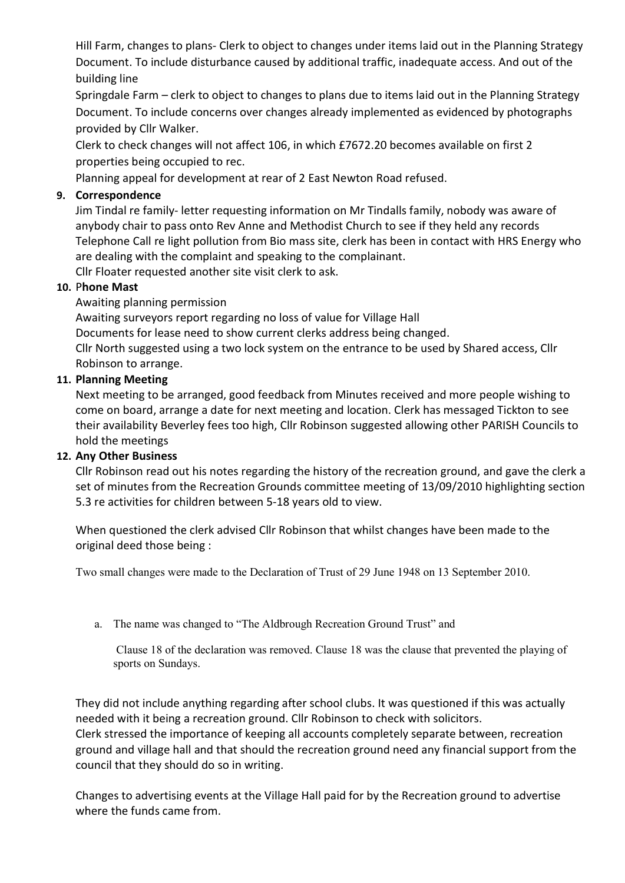Hill Farm, changes to plans- Clerk to object to changes under items laid out in the Planning Strategy Document. To include disturbance caused by additional traffic, inadequate access. And out of the building line

Springdale Farm – clerk to object to changes to plans due to items laid out in the Planning Strategy Document. To include concerns over changes already implemented as evidenced by photographs provided by Cllr Walker.

Clerk to check changes will not affect 106, in which £7672.20 becomes available on first 2 properties being occupied to rec.

Planning appeal for development at rear of 2 East Newton Road refused.

**9. Correspondence**

Jim Tindal re family- letter requesting information on Mr Tindalls family, nobody was aware of anybody chair to pass onto Rev Anne and Methodist Church to see if they held any records

Telephone Call re light pollution from Bio mass site, clerk has been in contact with HRS Energy who are dealing with the complaint and speaking to the complainant.

Cllr Floater requested another site visit clerk to ask.

**10. Phone Mast**

Awaiting planning permission

Awaiting surveyors report regarding no loss of value for Village Hall

Documents for lease need to show current clerks address being changed.

Cllr North suggested using a two lock system on the entrance to be used by Shared access, Cllr Robinson to arrange.

**11. Planning Meeting**

Next meeting to be arranged, good feedback from Minutes received and more people wishing to come on board, arrange a date for next meeting and location. Clerk has messaged Tickton to see their availability Beverley fees too high, Cllr Robinson suggested allowing other PARISH Councils to hold the meetings

**12. Any Other Business**

Cllr Robinson read out his notes regarding the history of the recreation ground, and gave the clerk a set of minutes from the Recreation Grounds committee meeting of 13/09/2010 highlighting section 5.3 re activities for children between 5-18 years old to view.

When questioned the clerk advised Cllr Robinson that whilst changes have been made to the original deed those being :

Two small changes were made to the Declaration of Trust of 29 June 1948 on 13 September 2010.

a. The name was changed to "The Aldbrough Recreation Ground Trust" and

Clause 18 of the declaration was removed. Clause 18 was the clause that prevented the playing of sports on Sundays.

They did not include anything regarding after school clubs. It was questioned if this was actually needed with it being a recreation ground. Cllr Robinson to check with solicitors.

Clerk stressed the importance of keeping all accounts completely separate between, recreation ground and village hall and that should the recreation ground need any financial support from the council that they should do so in writing.

Changes to advertising events at the Village Hall paid for by the Recreation ground to advertise where the funds came from.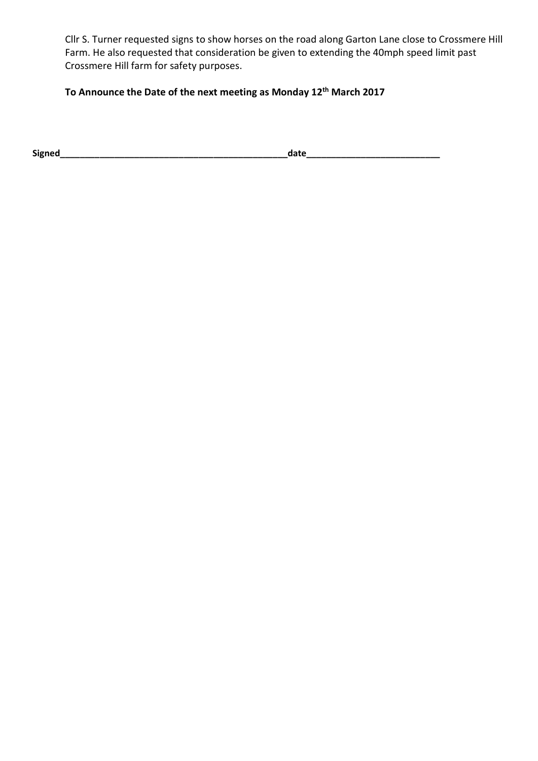Cllr S. Turner requested signs to show horses on the road along Garton Lane close to Crossmere Hill Farm. He also requested that consideration be given to extending the 40mph speed limit past Crossmere Hill farm for safety purposes.

**To Announce the Date of the next meeting as Monday 12th March 2017**

**Signed_______________________________________________date___________________________**